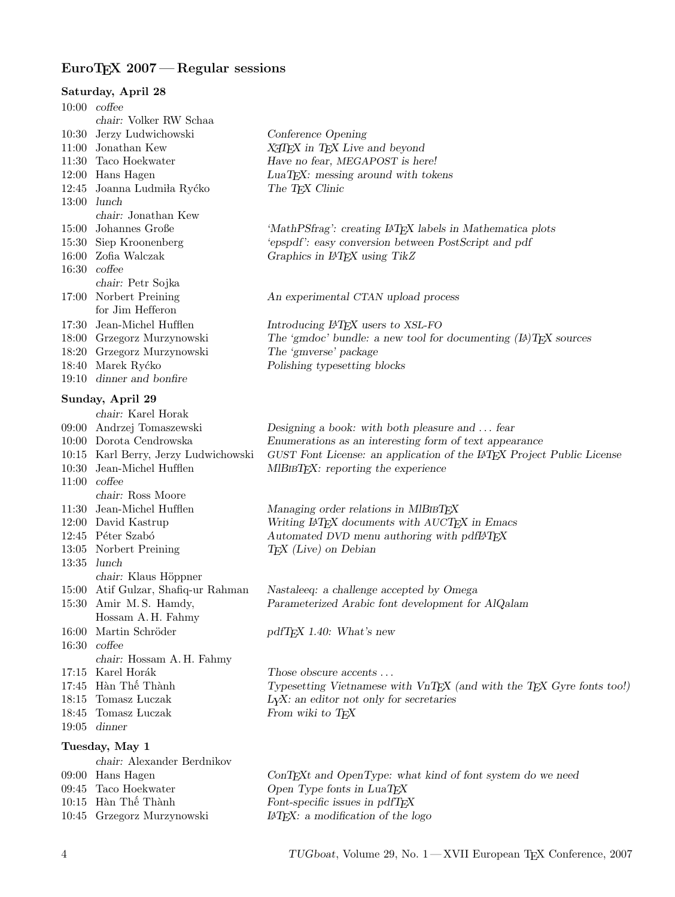## EuroTEX 2007 — Regular sessions

### Saturday, April 28

| | | |
|---|---|---|
| 10:00 | *coffee* | |
| | *chair:* Volker RW Schaa | |
| 10:30 | Jerzy Ludwichowski | *Conference Opening* |
| 11:00 | Jonathan Kew | *XƎTEX in TEX Live and beyond* |
| 11:30 | Taco Hoekwater | *Have no fear, MEGAPOST is here!* |
| 12:00 | Hans Hagen | *LuaTEX: messing around with tokens* |
| 12:45 | Joanna Ludmiła Ryćko | *The TEX Clinic* |
| 13:00 | *lunch* | |
| | *chair:* Jonathan Kew | |
| 15:00 | Johannes Große | *'MathPSfrag': creating LATEX labels in Mathematica plots* |
| 15:30 | Siep Kroonenberg | *'epspdf': easy conversion between PostScript and pdf* |
| 16:00 | Zofia Walczak | *Graphics in LATEX using TikZ* |
| 16:30 | *coffee* | |
| | *chair:* Petr Sojka | |
| 17:00 | Norbert Preining for Jim Hefferon | *An experimental CTAN upload process* |
| 17:30 | Jean-Michel Hufflen | *Introducing LATEX users to XSL-FO* |
| 18:00 | Grzegorz Murzynowski | *The 'gmdoc' bundle: a new tool for documenting (LA)TEX sources* |
| 18:20 | Grzegorz Murzynowski | *The 'gmverse' package* |
| 18:40 | Marek Ryćko | *Polishing typesetting blocks* |
| 19:10 | *dinner and bonfire* | |

### Sunday, April 29

| | | |
|---|---|---|
| | *chair:* Karel Horak | |
| 09:00 | Andrzej Tomaszewski | *Designing a book: with both pleasure and ... fear* |
| 10:00 | Dorota Cendrowska | *Enumerations as an interesting form of text appearance* |
| 10:15 | Karl Berry, Jerzy Ludwichowski | *GUST Font License: an application of the LATEX Project Public License* |
| 10:30 | Jean-Michel Hufflen | *MlBIBTEX: reporting the experience* |
| 11:00 | *coffee* | |
| | *chair:* Ross Moore | |
| 11:30 | Jean-Michel Hufflen | *Managing order relations in MlBIBTEX* |
| 12:00 | David Kastrup | *Writing LATEX documents with AUCTEX in Emacs* |
| 12:45 | Péter Szabó | *Automated DVD menu authoring with pdfLATEX* |
| 13:05 | Norbert Preining | *TEX (Live) on Debian* |
| 13:35 | *lunch* | |
| | *chair:* Klaus Höppner | |
| 15:00 | Atif Gulzar, Shafiq-ur Rahman | *Nastaleeq: a challenge accepted by Omega* |
| 15:30 | Amir M. S. Hamdy, Hossam A. H. Fahmy | *Parameterized Arabic font development for AlQalam* |
| 16:00 | Martin Schröder | *pdfTEX 1.40: What's new* |
| 16:30 | *coffee* | |
| | *chair:* Hossam A. H. Fahmy | |
| 17:15 | Karel Horák | *Those obscure accents ...* |
| 17:45 | Hàn Thế Thành | *Typesetting Vietnamese with VnTEX (and with the TEX Gyre fonts too!)* |
| 18:15 | Tomasz Łuczak | *LYX: an editor not only for secretaries* |
| 18:45 | Tomasz Łuczak | *From wiki to TEX* |
| 19:05 | *dinner* | |

### Tuesday, May 1

| | | |
|---|---|---|
| | *chair:* Alexander Berdnikov | |
| 09:00 | Hans Hagen | *ConTEXt and OpenType: what kind of font system do we need* |
| 09:45 | Taco Hoekwater | *Open Type fonts in LuaTEX* |
| 10:15 | Hàn Thế Thành | *Font-specific issues in pdfTEX* |
| 10:45 | Grzegorz Murzynowski | *LATEX: a modification of the logo* |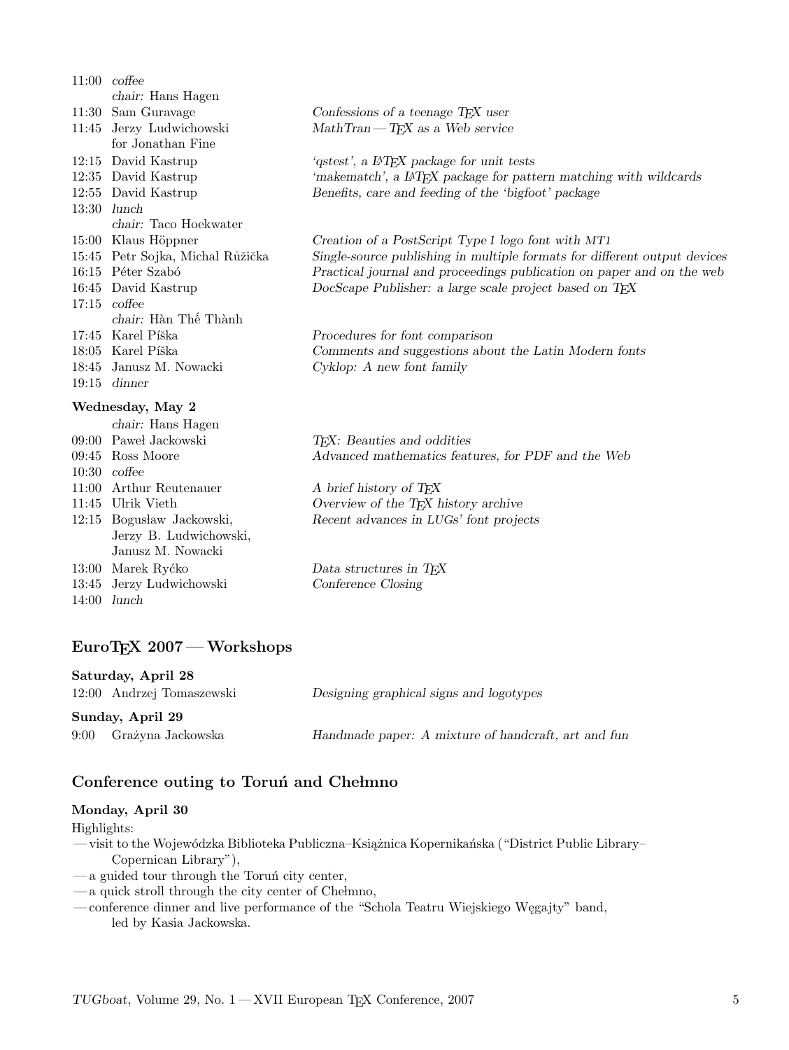| | | |
|---|---|---|
| 11:00 | *coffee* | |
| | *chair:* Hans Hagen | |
| 11:30 | Sam Guravage | *Confessions of a teenage TEX user* |
| 11:45 | Jerzy Ludwichowski for Jonathan Fine | *MathTran — TEX as a Web service* |
| 12:15 | David Kastrup | *'qstest', a LATEX package for unit tests* |
| 12:35 | David Kastrup | *'makematch', a LATEX package for pattern matching with wildcards* |
| 12:55 | David Kastrup | *Benefits, care and feeding of the 'bigfoot' package* |
| 13:30 | *lunch* | |
| | *chair:* Taco Hoekwater | |
| 15:00 | Klaus Höppner | *Creation of a PostScript Type 1 logo font with MT1* |
| 15:45 | Petr Sojka, Michal Růžička | *Single-source publishing in multiple formats for different output devices* |
| 16:15 | Péter Szabó | *Practical journal and proceedings publication on paper and on the web* |
| 16:45 | David Kastrup | *DocScape Publisher: a large scale project based on TEX* |
| 17:15 | *coffee* | |
| | *chair:* Hàn Thế Thành | |
| 17:45 | Karel Píška | *Procedures for font comparison* |
| 18:05 | Karel Píška | *Comments and suggestions about the Latin Modern fonts* |
| 18:45 | Janusz M. Nowacki | *Cyklop: A new font family* |
| 19:15 | *dinner* | |

**Wednesday, May 2**

| | | |
|---|---|---|
| | *chair:* Hans Hagen | |
| 09:00 | Paweł Jackowski | *TEX: Beauties and oddities* |
| 09:45 | Ross Moore | *Advanced mathematics features, for PDF and the Web* |
| 10:30 | *coffee* | |
| 11:00 | Arthur Reutenauer | *A brief history of TEX* |
| 11:45 | Ulrik Vieth | *Overview of the TEX history archive* |
| 12:15 | Bogusław Jackowski, Jerzy B. Ludwichowski, Janusz M. Nowacki | *Recent advances in LUGs' font projects* |
| 13:00 | Marek Ryćko | *Data structures in TEX* |
| 13:45 | Jerzy Ludwichowski | *Conference Closing* |
| 14:00 | *lunch* | |

## EuroTEX 2007 — Workshops

**Saturday, April 28**

| | | |
|---|---|---|
| 12:00 | Andrzej Tomaszewski | *Designing graphical signs and logotypes* |

**Sunday, April 29**

| | | |
|---|---|---|
| 9:00 | Grażyna Jackowska | *Handmade paper: A mixture of handcraft, art and fun* |

## Conference outing to Toruń and Chełmno

**Monday, April 30**

Highlights:

— visit to the Wojewódzka Biblioteka Publiczna–Książnica Kopernikańska ("District Public Library–Copernican Library"),

— a guided tour through the Toruń city center,

— a quick stroll through the city center of Chełmno,

— conference dinner and live performance of the "Schola Teatru Wiejskiego Węgajty" band, led by Kasia Jackowska.